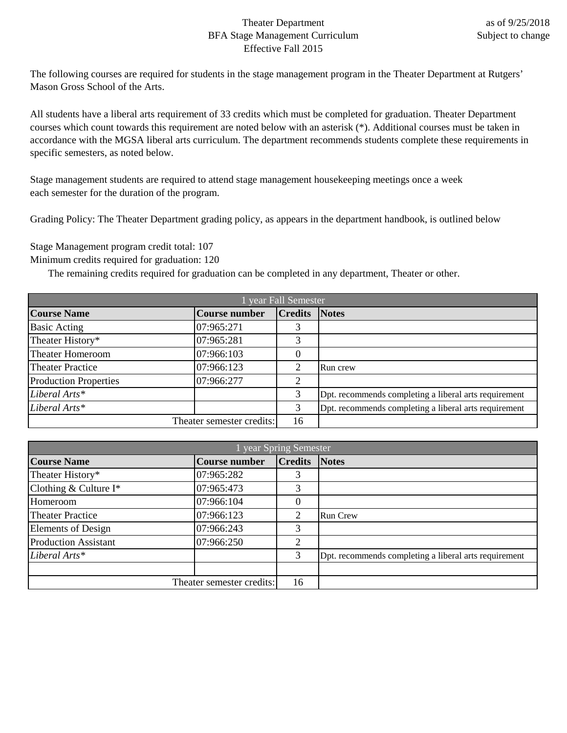Theater Department
BFA Stage Management Curriculum
Effective Fall 2015

as of 9/25/2018
Subject to change

The following courses are required for students in the stage management program in the Theater Department at Rutgers' Mason Gross School of the Arts.

All students have a liberal arts requirement of 33 credits which must be completed for graduation. Theater Department courses which count towards this requirement are noted below with an asterisk (*). Additional courses must be taken in accordance with the MGSA liberal arts curriculum. The department recommends students complete these requirements in specific semesters, as noted below.

Stage management students are required to attend stage management housekeeping meetings once a week each semester for the duration of the program.

Grading Policy: The Theater Department grading policy, as appears in the department handbook, is outlined below

Stage Management program credit total: 107
Minimum credits required for graduation: 120
The remaining credits required for graduation can be completed in any department, Theater or other.

| 1 year Fall Semester | | | |
|---|---|---|---|
| **Course Name** | **Course number** | **Credits** | **Notes** |
| Basic Acting | 07:965:271 | 3 | |
| Theater History* | 07:965:281 | 3 | |
| Theater Homeroom | 07:966:103 | 0 | |
| Theater Practice | 07:966:123 | 2 | Run crew |
| Production Properties | 07:966:277 | 2 | |
| *Liberal Arts** | | 3 | Dpt. recommends completing a liberal arts requirement |
| *Liberal Arts** | | 3 | Dpt. recommends completing a liberal arts requirement |
| | Theater semester credits: | 16 | |

| 1 year Spring Semester | | | |
|---|---|---|---|
| **Course Name** | **Course number** | **Credits** | **Notes** |
| Theater History* | 07:965:282 | 3 | |
| Clothing & Culture I* | 07:965:473 | 3 | |
| Homeroom | 07:966:104 | 0 | |
| Theater Practice | 07:966:123 | 2 | Run Crew |
| Elements of Design | 07:966:243 | 3 | |
| Production Assistant | 07:966:250 | 2 | |
| *Liberal Arts** | | 3 | Dpt. recommends completing a liberal arts requirement |
| | | | |
| | Theater semester credits: | 16 | |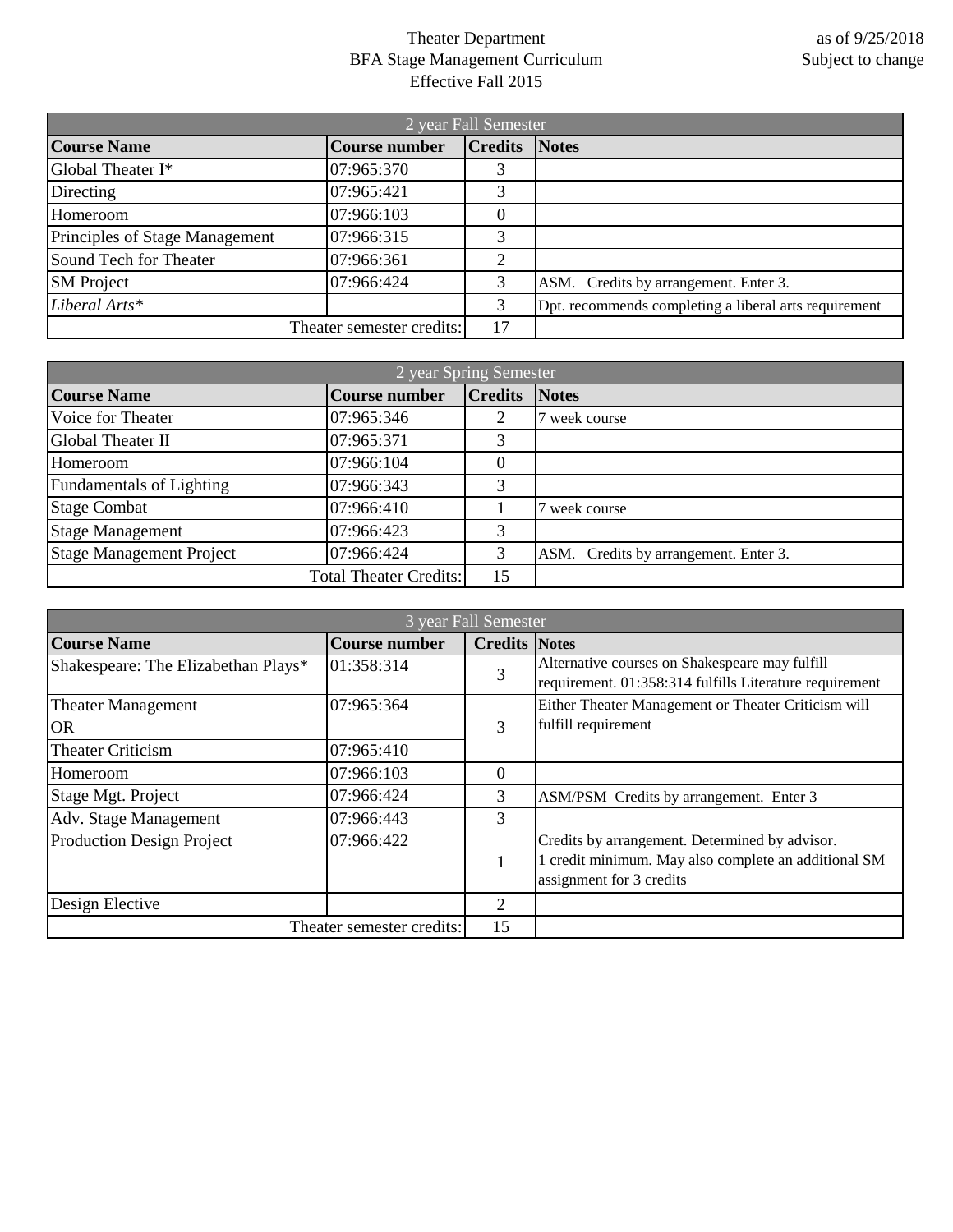Theater Department
BFA Stage Management Curriculum
Effective Fall 2015

as of 9/25/2018
Subject to change

| 2 year Fall Semester | | | |
|---|---|---|---|
| **Course Name** | **Course number** | **Credits** | **Notes** |
| Global Theater I* | 07:965:370 | 3 | |
| Directing | 07:965:421 | 3 | |
| Homeroom | 07:966:103 | 0 | |
| Principles of Stage Management | 07:966:315 | 3 | |
| Sound Tech for Theater | 07:966:361 | 2 | |
| SM Project | 07:966:424 | 3 | ASM. Credits by arrangement. Enter 3. |
| *Liberal Arts** | | 3 | Dpt. recommends completing a liberal arts requirement |
| Theater semester credits: | | 17 | |

| 2 year Spring Semester | | | |
|---|---|---|---|
| **Course Name** | **Course number** | **Credits** | **Notes** |
| Voice for Theater | 07:965:346 | 2 | 7 week course |
| Global Theater II | 07:965:371 | 3 | |
| Homeroom | 07:966:104 | 0 | |
| Fundamentals of Lighting | 07:966:343 | 3 | |
| Stage Combat | 07:966:410 | 1 | 7 week course |
| Stage Management | 07:966:423 | 3 | |
| Stage Management Project | 07:966:424 | 3 | ASM. Credits by arrangement. Enter 3. |
| Total Theater Credits: | | 15 | |

| 3 year Fall Semester | | | |
|---|---|---|---|
| **Course Name** | **Course number** | **Credits** | **Notes** |
| Shakespeare: The Elizabethan Plays* | 01:358:314 | 3 | Alternative courses on Shakespeare may fulfill requirement. 01:358:314 fulfills Literature requirement |
| Theater Management OR | 07:965:364 | 3 | Either Theater Management or Theater Criticism will fulfill requirement |
| Theater Criticism | 07:965:410 | | |
| Homeroom | 07:966:103 | 0 | |
| Stage Mgt. Project | 07:966:424 | 3 | ASM/PSM Credits by arrangement. Enter 3 |
| Adv. Stage Management | 07:966:443 | 3 | |
| Production Design Project | 07:966:422 | 1 | Credits by arrangement. Determined by advisor. 1 credit minimum. May also complete an additional SM assignment for 3 credits |
| Design Elective | | 2 | |
| Theater semester credits: | | 15 | |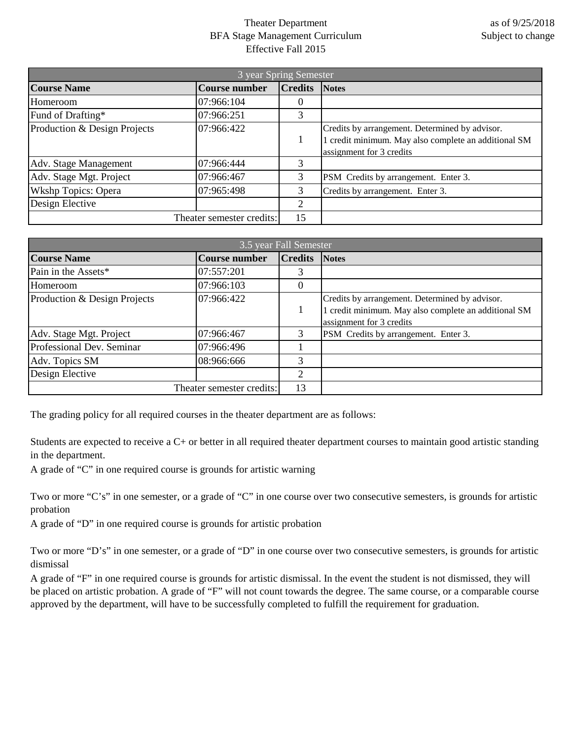Theater Department
BFA Stage Management Curriculum
Effective Fall 2015

as of 9/25/2018
Subject to change

| 3 year Spring Semester | | | |
|---|---|---|---|
| **Course Name** | **Course number** | **Credits** | **Notes** |
| Homeroom | 07:966:104 | 0 | |
| Fund of Drafting* | 07:966:251 | 3 | |
| Production & Design Projects | 07:966:422 | 1 | Credits by arrangement. Determined by advisor. 1 credit minimum. May also complete an additional SM assignment for 3 credits |
| Adv. Stage Management | 07:966:444 | 3 | |
| Adv. Stage Mgt. Project | 07:966:467 | 3 | PSM Credits by arrangement. Enter 3. |
| Wkshp Topics: Opera | 07:965:498 | 3 | Credits by arrangement. Enter 3. |
| Design Elective | | 2 | |
| | Theater semester credits: | 15 | |

| 3.5 year Fall Semester | | | |
|---|---|---|---|
| **Course Name** | **Course number** | **Credits** | **Notes** |
| Pain in the Assets* | 07:557:201 | 3 | |
| Homeroom | 07:966:103 | 0 | |
| Production & Design Projects | 07:966:422 | 1 | Credits by arrangement. Determined by advisor. 1 credit minimum. May also complete an additional SM assignment for 3 credits |
| Adv. Stage Mgt. Project | 07:966:467 | 3 | PSM Credits by arrangement. Enter 3. |
| Professional Dev. Seminar | 07:966:496 | 1 | |
| Adv. Topics SM | 08:966:666 | 3 | |
| Design Elective | | 2 | |
| | Theater semester credits: | 13 | |

The grading policy for all required courses in the theater department are as follows:

Students are expected to receive a C+ or better in all required theater department courses to maintain good artistic standing in the department.
A grade of "C" in one required course is grounds for artistic warning

Two or more "C's" in one semester, or a grade of "C" in one course over two consecutive semesters, is grounds for artistic probation
A grade of "D" in one required course is grounds for artistic probation

Two or more "D's" in one semester, or a grade of "D" in one course over two consecutive semesters, is grounds for artistic dismissal
A grade of "F" in one required course is grounds for artistic dismissal. In the event the student is not dismissed, they will be placed on artistic probation. A grade of "F" will not count towards the degree. The same course, or a comparable course approved by the department, will have to be successfully completed to fulfill the requirement for graduation.